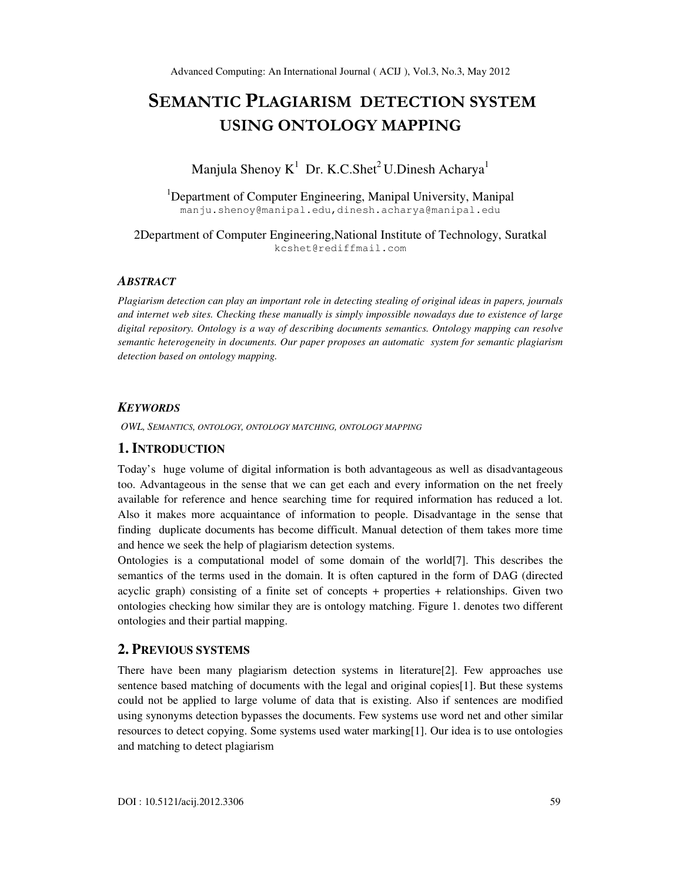# SEMANTIC PLAGIARISM DETECTION SYSTEM USING ONTOLOGY MAPPING

Manjula Shenoy K[1] Dr. K.C.Shet[2] U.Dinesh Acharya[1]

[1]Department of Computer Engineering, Manipal University, Manipal
manju.shenoy@manipal.edu,dinesh.acharya@manipal.edu

2Department of Computer Engineering,National Institute of Technology, Suratkal
kcshet@rediffmail.com

### ABSTRACT

*Plagiarism detection can play an important role in detecting stealing of original ideas in papers, journals and internet web sites. Checking these manually is simply impossible nowadays due to existence of large digital repository. Ontology is a way of describing documents semantics. Ontology mapping can resolve semantic heterogeneity in documents. Our paper proposes an automatic system for semantic plagiarism detection based on ontology mapping.*

### KEYWORDS

*OWL, SEMANTICS, ONTOLOGY, ONTOLOGY MATCHING, ONTOLOGY MAPPING*

## 1. INTRODUCTION

Today's huge volume of digital information is both advantageous as well as disadvantageous too. Advantageous in the sense that we can get each and every information on the net freely available for reference and hence searching time for required information has reduced a lot. Also it makes more acquaintance of information to people. Disadvantage in the sense that finding duplicate documents has become difficult. Manual detection of them takes more time and hence we seek the help of plagiarism detection systems.

Ontologies is a computational model of some domain of the world[7]. This describes the semantics of the terms used in the domain. It is often captured in the form of DAG (directed acyclic graph) consisting of a finite set of concepts + properties + relationships. Given two ontologies checking how similar they are is ontology matching. Figure 1. denotes two different ontologies and their partial mapping.

## 2. PREVIOUS SYSTEMS

There have been many plagiarism detection systems in literature[2]. Few approaches use sentence based matching of documents with the legal and original copies[1]. But these systems could not be applied to large volume of data that is existing. Also if sentences are modified using synonyms detection bypasses the documents. Few systems use word net and other similar resources to detect copying. Some systems used water marking[1]. Our idea is to use ontologies and matching to detect plagiarism

DOI : 10.5121/acij.2012.3306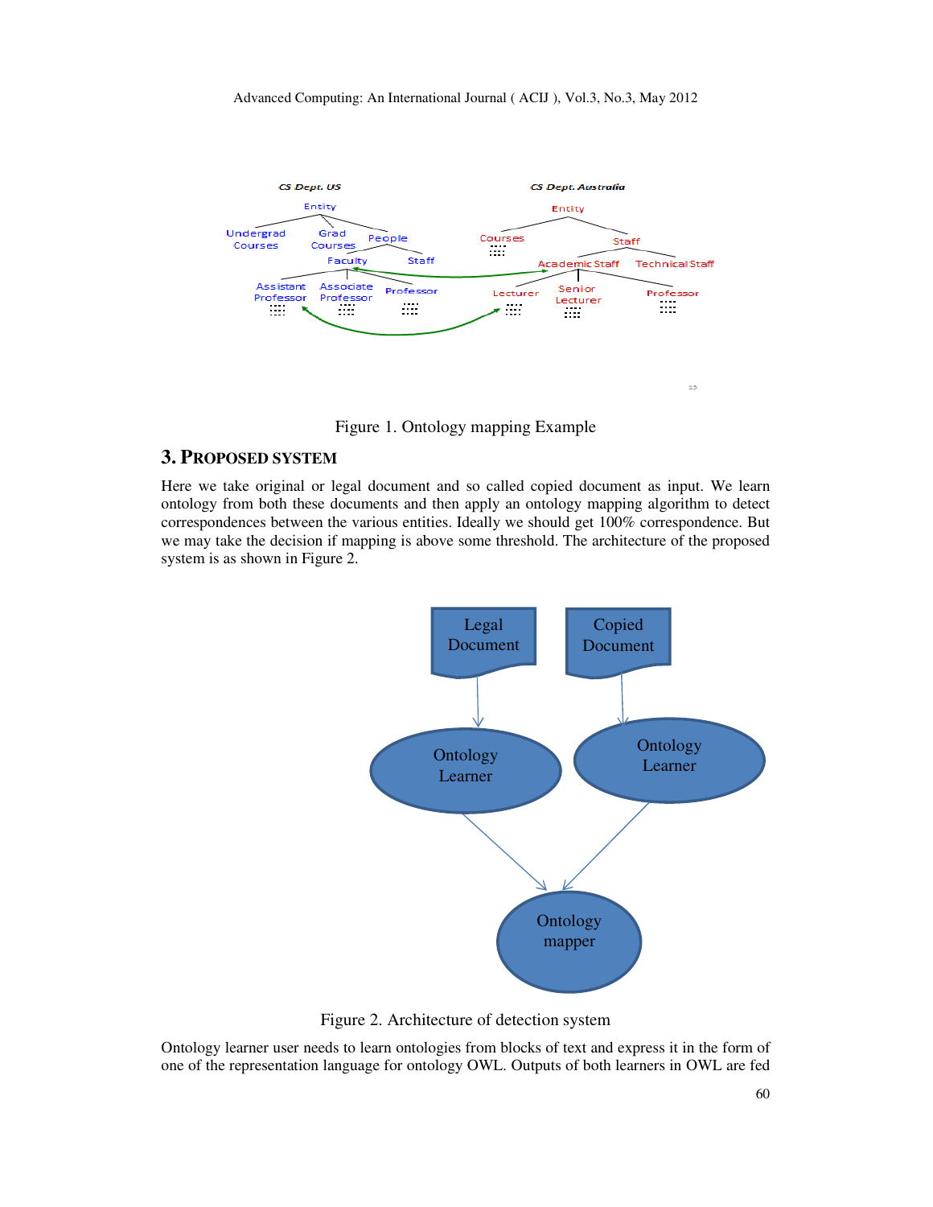CS Dept. US

Entity

Undergrad Courses

Grad Courses

People

Faculty

Staff

Assistant Professor

Associate Professor

Professor

CS Dept. Australia

Entity

Courses

Staff

Academic Staff

Technical Staff

Lecturer

Senior Lecturer

Professor

Figure 1. Ontology mapping Example

## 3. PROPOSED SYSTEM

Here we take original or legal document and so called copied document as input. We learn ontology from both these documents and then apply an ontology mapping algorithm to detect correspondences between the various entities. Ideally we should get 100% correspondence. But we may take the decision if mapping is above some threshold. The architecture of the proposed system is as shown in Figure 2.

Legal Document

Copied Document

Ontology Learner

Ontology Learner

Ontology mapper

Figure 2. Architecture of detection system

Ontology learner user needs to learn ontologies from blocks of text and express it in the form of one of the representation language for ontology OWL. Outputs of both learners in OWL are fed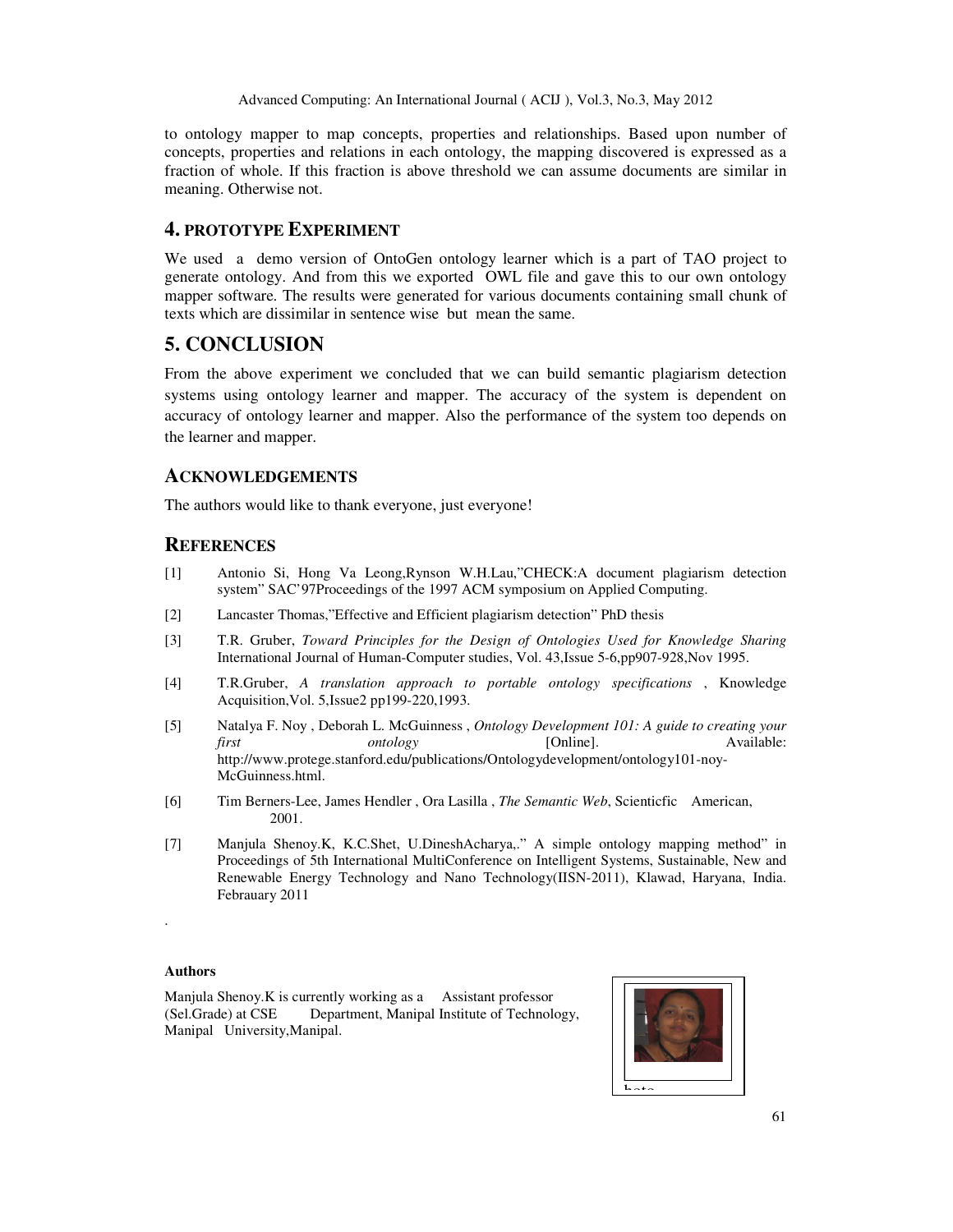to ontology mapper to map concepts, properties and relationships. Based upon number of concepts, properties and relations in each ontology, the mapping discovered is expressed as a fraction of whole. If this fraction is above threshold we can assume documents are similar in meaning. Otherwise not.

## 4. PROTOTYPE EXPERIMENT

We used a demo version of OntoGen ontology learner which is a part of TAO project to generate ontology. And from this we exported OWL file and gave this to our own ontology mapper software. The results were generated for various documents containing small chunk of texts which are dissimilar in sentence wise but mean the same.

## 5. CONCLUSION

From the above experiment we concluded that we can build semantic plagiarism detection systems using ontology learner and mapper. The accuracy of the system is dependent on accuracy of ontology learner and mapper. Also the performance of the system too depends on the learner and mapper.

## ACKNOWLEDGEMENTS

The authors would like to thank everyone, just everyone!

## REFERENCES

[1] Antonio Si, Hong Va Leong,Rynson W.H.Lau,"CHECK:A document plagiarism detection system" SAC'97Proceedings of the 1997 ACM symposium on Applied Computing.

[2] Lancaster Thomas,"Effective and Efficient plagiarism detection" PhD thesis

[3] T.R. Gruber, *Toward Principles for the Design of Ontologies Used for Knowledge Sharing* International Journal of Human-Computer studies, Vol. 43,Issue 5-6,pp907-928,Nov 1995.

[4] T.R.Gruber, *A translation approach to portable ontology specifications* , Knowledge Acquisition,Vol. 5,Issue2 pp199-220,1993.

[5] Natalya F. Noy , Deborah L. McGuinness , *Ontology Development 101: A guide to creating your first ontology* [Online]. Available: http://www.protege.stanford.edu/publications/Ontologydevelopment/ontology101-noy-McGuinness.html.

[6] Tim Berners-Lee, James Hendler , Ora Lasilla , *The Semantic Web*, Scienticfic American, 2001.

[7] Manjula Shenoy.K, K.C.Shet, U.DineshAcharya,." A simple ontology mapping method" in Proceedings of 5th International MultiConference on Intelligent Systems, Sustainable, New and Renewable Energy Technology and Nano Technology(IISN-2011), Klawad, Haryana, India. Febrauary 2011

.

**Authors**

Manjula Shenoy.K is currently working as a Assistant professor (Sel.Grade) at CSE Department, Manipal Institute of Technology, Manipal University,Manipal.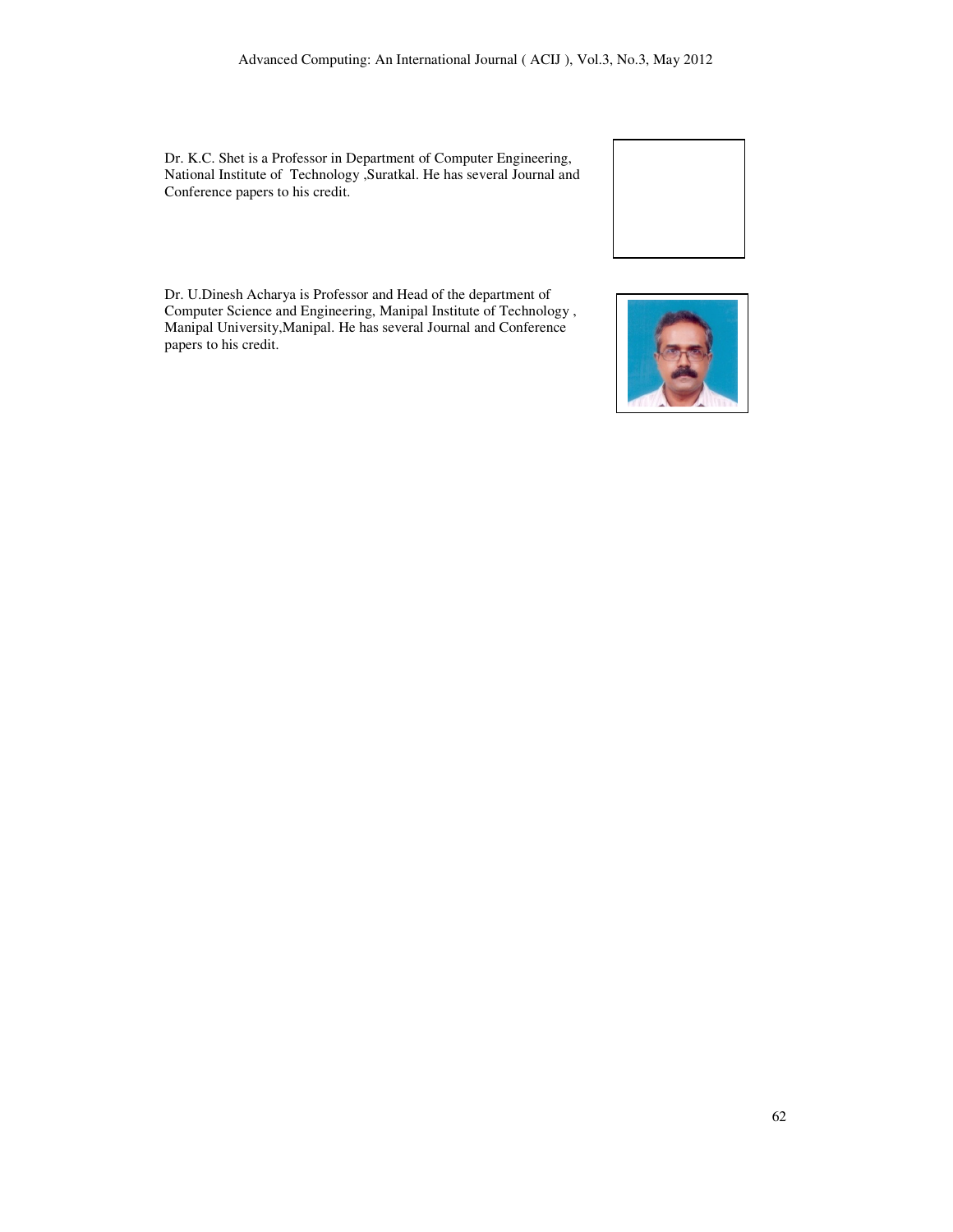Dr. K.C. Shet is a Professor in Department of Computer Engineering, National Institute of Technology ,Suratkal. He has several Journal and Conference papers to his credit.

Dr. U.Dinesh Acharya is Professor and Head of the department of Computer Science and Engineering, Manipal Institute of Technology , Manipal University,Manipal. He has several Journal and Conference papers to his credit.